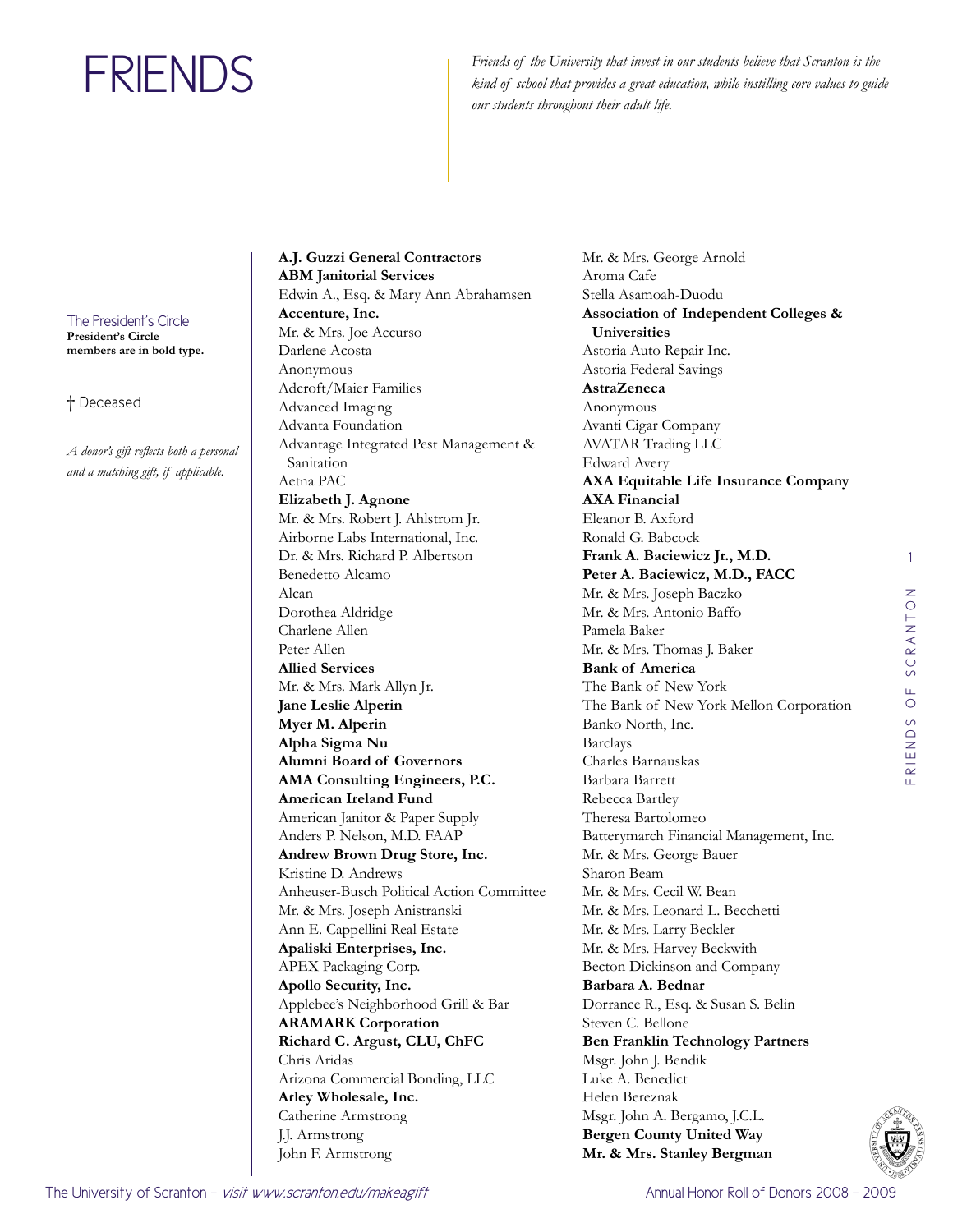# FRIENDS

*Friends of the University that invest in our students believe that Scranton is the kind of school that provides a great education, while instilling core values to guide our students throughout their adult life.*

The President's Circle
**President's Circle members are in bold type.**

† Deceased

*A donor's gift reflects both a personal and a matching gift, if applicable.*

**A.J. Guzzi General Contractors**
**ABM Janitorial Services**
Edwin A., Esq. & Mary Ann Abrahamsen
**Accenture, Inc.**
Mr. & Mrs. Joe Accurso
Darlene Acosta
Anonymous
Adcroft/Maier Families
Advanced Imaging
Advanta Foundation
Advantage Integrated Pest Management & Sanitation
Aetna PAC
**Elizabeth J. Agnone**
Mr. & Mrs. Robert J. Ahlstrom Jr.
Airborne Labs International, Inc.
Dr. & Mrs. Richard P. Albertson
Benedetto Alcamo
Alcan
Dorothea Aldridge
Charlene Allen
Peter Allen
**Allied Services**
Mr. & Mrs. Mark Allyn Jr.
**Jane Leslie Alperin**
**Myer M. Alperin**
**Alpha Sigma Nu**
**Alumni Board of Governors**
**AMA Consulting Engineers, P.C.**
**American Ireland Fund**
American Janitor & Paper Supply
Anders P. Nelson, M.D. FAAP
**Andrew Brown Drug Store, Inc.**
Kristine D. Andrews
Anheuser-Busch Political Action Committee
Mr. & Mrs. Joseph Anistranski
Ann E. Cappellini Real Estate
**Apaliski Enterprises, Inc.**
APEX Packaging Corp.
**Apollo Security, Inc.**
Applebee's Neighborhood Grill & Bar
**ARAMARK Corporation**
**Richard C. Argust, CLU, ChFC**
Chris Aridas
Arizona Commercial Bonding, LLC
**Arley Wholesale, Inc.**
Catherine Armstrong
J.J. Armstrong
John F. Armstrong
Mr. & Mrs. George Arnold
Aroma Cafe
Stella Asamoah-Duodu
**Association of Independent Colleges & Universities**
Astoria Auto Repair Inc.
Astoria Federal Savings
**AstraZeneca**
Anonymous
Avanti Cigar Company
AVATAR Trading LLC
Edward Avery
**AXA Equitable Life Insurance Company**
**AXA Financial**
Eleanor B. Axford
Ronald G. Babcock
**Frank A. Baciewicz Jr., M.D.**
**Peter A. Baciewicz, M.D., FACC**
Mr. & Mrs. Joseph Baczko
Mr. & Mrs. Antonio Baffo
Pamela Baker
Mr. & Mrs. Thomas J. Baker
**Bank of America**
The Bank of New York
The Bank of New York Mellon Corporation
Banko North, Inc.
Barclays
Charles Barnauskas
Barbara Barrett
Rebecca Bartley
Theresa Bartolomeo
Batterymarch Financial Management, Inc.
Mr. & Mrs. George Bauer
Sharon Beam
Mr. & Mrs. Cecil W. Bean
Mr. & Mrs. Leonard L. Becchetti
Mr. & Mrs. Larry Beckler
Mr. & Mrs. Harvey Beckwith
Becton Dickinson and Company
**Barbara A. Bednar**
Dorrance R., Esq. & Susan S. Belin
Steven C. Bellone
**Ben Franklin Technology Partners**
Msgr. John J. Bendik
Luke A. Benedict
Helen Bereznak
Msgr. John A. Bergamo, J.C.L.
**Bergen County United Way**
**Mr. & Mrs. Stanley Bergman**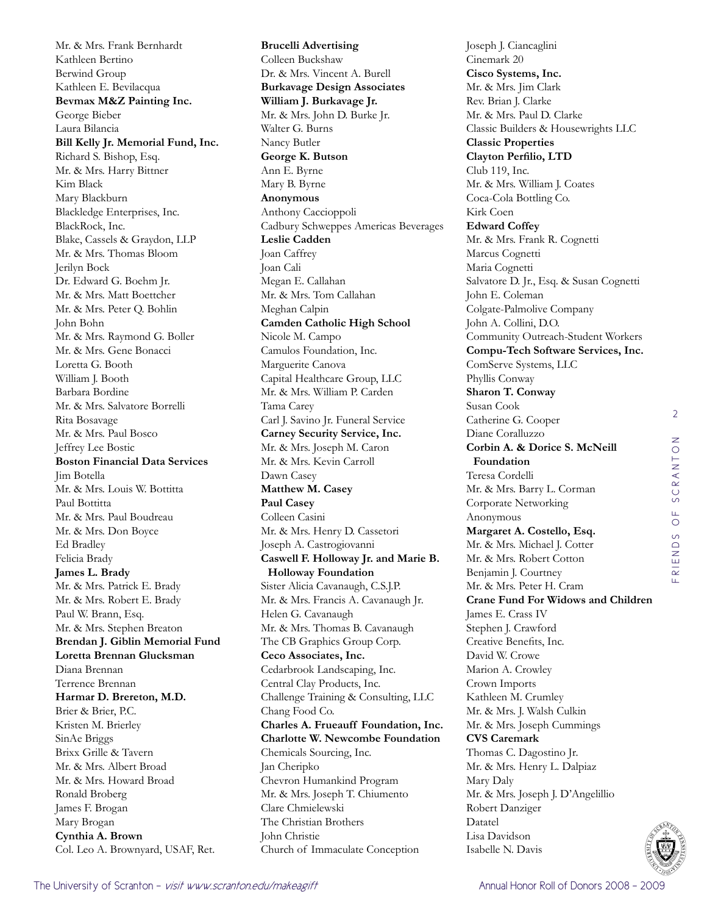Mr. & Mrs. Frank Bernhardt
Kathleen Bertino
Berwind Group
Kathleen E. Bevilacqua
**Bevmax M&Z Painting Inc.**
George Bieber
Laura Bilancia
**Bill Kelly Jr. Memorial Fund, Inc.**
Richard S. Bishop, Esq.
Mr. & Mrs. Harry Bittner
Kim Black
Mary Blackburn
Blackledge Enterprises, Inc.
BlackRock, Inc.
Blake, Cassels & Graydon, LLP
Mr. & Mrs. Thomas Bloom
Jerilyn Bock
Dr. Edward G. Boehm Jr.
Mr. & Mrs. Matt Boettcher
Mr. & Mrs. Peter Q. Bohlin
John Bohn
Mr. & Mrs. Raymond G. Boller
Mr. & Mrs. Gene Bonacci
Loretta G. Booth
William J. Booth
Barbara Bordine
Mr. & Mrs. Salvatore Borrelli
Rita Bosavage
Mr. & Mrs. Paul Bosco
Jeffrey Lee Bostic
**Boston Financial Data Services**
Jim Botella
Mr. & Mrs. Louis W. Bottitta
Paul Bottitta
Mr. & Mrs. Paul Boudreau
Mr. & Mrs. Don Boyce
Ed Bradley
Felicia Brady
**James L. Brady**
Mr. & Mrs. Patrick E. Brady
Mr. & Mrs. Robert E. Brady
Paul W. Brann, Esq.
Mr. & Mrs. Stephen Breaton
**Brendan J. Giblin Memorial Fund**
**Loretta Brennan Glucksman**
Diana Brennan
Terrence Brennan
**Harmar D. Brereton, M.D.**
Brier & Brier, P.C.
Kristen M. Brierley
SinAe Briggs
Brixx Grille & Tavern
Mr. & Mrs. Albert Broad
Mr. & Mrs. Howard Broad
Ronald Broberg
James F. Brogan
Mary Brogan
**Cynthia A. Brown**
Col. Leo A. Brownyard, USAF, Ret.
**Brucelli Advertising**
Colleen Buckshaw
Dr. & Mrs. Vincent A. Burell
**Burkavage Design Associates**
**William J. Burkavage Jr.**
Mr. & Mrs. John D. Burke Jr.
Walter G. Burns
Nancy Butler
**George K. Butson**
Ann E. Byrne
Mary B. Byrne
**Anonymous**
Anthony Caccioppoli
Cadbury Schweppes Americas Beverages
**Leslie Cadden**
Joan Caffrey
Joan Cali
Megan E. Callahan
Mr. & Mrs. Tom Callahan
Meghan Calpin
**Camden Catholic High School**
Nicole M. Campo
Camulos Foundation, Inc.
Marguerite Canova
Capital Healthcare Group, LLC
Mr. & Mrs. William P. Carden
Tama Carey
Carl J. Savino Jr. Funeral Service
**Carney Security Service, Inc.**
Mr. & Mrs. Joseph M. Caron
Mr. & Mrs. Kevin Carroll
Dawn Casey
**Matthew M. Casey**
**Paul Casey**
Colleen Casini
Mr. & Mrs. Henry D. Cassetori
Joseph A. Castrogiovanni
**Caswell F. Holloway Jr. and Marie B. Holloway Foundation**
Sister Alicia Cavanaugh, C.S.J.P.
Mr. & Mrs. Francis A. Cavanaugh Jr.
Helen G. Cavanaugh
Mr. & Mrs. Thomas B. Cavanaugh
The CB Graphics Group Corp.
**Ceco Associates, Inc.**
Cedarbrook Landscaping, Inc.
Central Clay Products, Inc.
Challenge Training & Consulting, LLC
Chang Food Co.
**Charles A. Frueauff Foundation, Inc.**
**Charlotte W. Newcombe Foundation**
Chemicals Sourcing, Inc.
Jan Cheripko
Chevron Humankind Program
Mr. & Mrs. Joseph T. Chiumento
Clare Chmielewski
The Christian Brothers
John Christie
Church of Immaculate Conception
Joseph J. Ciancaglini
Cinemark 20
**Cisco Systems, Inc.**
Mr. & Mrs. Jim Clark
Rev. Brian J. Clarke
Mr. & Mrs. Paul D. Clarke
Classic Builders & Housewrights LLC
**Classic Properties**
**Clayton Perfilio, LTD**
Club 119, Inc.
Mr. & Mrs. William J. Coates
Coca-Cola Bottling Co.
Kirk Coen
**Edward Coffey**
Mr. & Mrs. Frank R. Cognetti
Marcus Cognetti
Maria Cognetti
Salvatore D. Jr., Esq. & Susan Cognetti
John E. Coleman
Colgate-Palmolive Company
John A. Collini, D.O.
Community Outreach-Student Workers
**Compu-Tech Software Services, Inc.**
ComServe Systems, LLC
Phyllis Conway
**Sharon T. Conway**
Susan Cook
Catherine G. Cooper
Diane Coralluzzo
**Corbin A. & Dorice S. McNeill Foundation**
Teresa Cordelli
Mr. & Mrs. Barry L. Corman
Corporate Networking
Anonymous
**Margaret A. Costello, Esq.**
Mr. & Mrs. Michael J. Cotter
Mr. & Mrs. Robert Cotton
Benjamin J. Courtney
Mr. & Mrs. Peter H. Cram
**Crane Fund For Widows and Children**
James E. Crass IV
Stephen J. Crawford
Creative Benefits, Inc.
David W. Crowe
Marion A. Crowley
Crown Imports
Kathleen M. Crumley
Mr. & Mrs. J. Walsh Culkin
Mr. & Mrs. Joseph Cummings
**CVS Caremark**
Thomas C. Dagostino Jr.
Mr. & Mrs. Henry L. Dalpiaz
Mary Daly
Mr. & Mrs. Joseph J. D'Angelillio
Robert Danziger
Datatel
Lisa Davidson
Isabelle N. Davis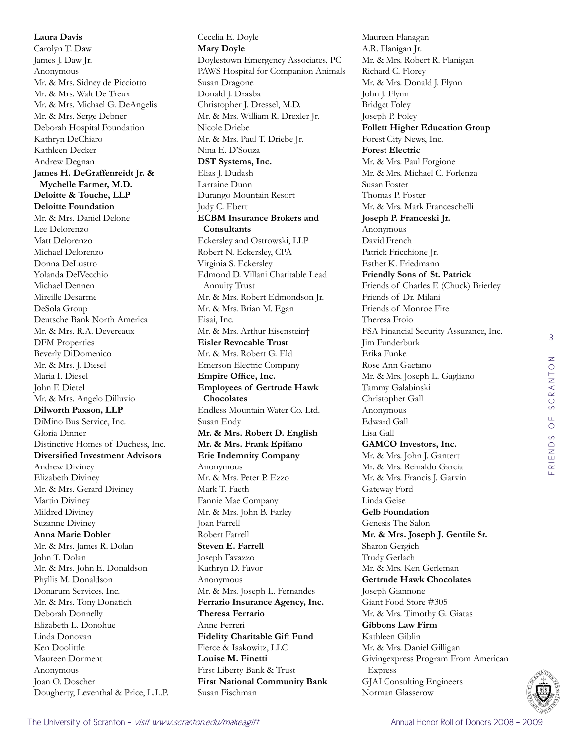**Laura Davis**
Carolyn T. Daw
James J. Daw Jr.
Anonymous
Mr. & Mrs. Sidney de Picciotto
Mr. & Mrs. Walt De Treux
Mr. & Mrs. Michael G. DeAngelis
Mr. & Mrs. Serge Debner
Deborah Hospital Foundation
Kathryn DeChiaro
Kathleen Decker
Andrew Degnan
**James H. DeGraffenreidt Jr. & Mychelle Farmer, M.D.**
**Deloitte & Touche, LLP**
**Deloitte Foundation**
Mr. & Mrs. Daniel Delone
Lee Delorenzo
Matt Delorenzo
Michael Delorenzo
Donna DeLustro
Yolanda DelVecchio
Michael Dennen
Mireille Desarme
DeSola Group
Deutsche Bank North America
Mr. & Mrs. R.A. Devereaux
DFM Properties
Beverly DiDomenico
Mr. & Mrs. J. Diesel
Maria I. Diesel
John F. Dietel
Mr. & Mrs. Angelo Dilluvio
**Dilworth Paxson, LLP**
DiMino Bus Service, Inc.
Gloria Dinner
Distinctive Homes of Duchess, Inc.
**Diversified Investment Advisors**
Andrew Diviney
Elizabeth Diviney
Mr. & Mrs. Gerard Diviney
Martin Diviney
Mildred Diviney
Suzanne Diviney
**Anna Marie Dobler**
Mr. & Mrs. James R. Dolan
John T. Dolan
Mr. & Mrs. John E. Donaldson
Phyllis M. Donaldson
Donarum Services, Inc.
Mr. & Mrs. Tony Donatich
Deborah Donnelly
Elizabeth L. Donohue
Linda Donovan
Ken Doolittle
Maureen Dorment
Anonymous
Joan O. Doscher
Dougherty, Leventhal & Price, L.L.P.
Cecelia E. Doyle
**Mary Doyle**
Doylestown Emergency Associates, PC
PAWS Hospital for Companion Animals
Susan Dragone
Donald J. Drasba
Christopher J. Dressel, M.D.
Mr. & Mrs. William R. Drexler Jr.
Nicole Driebe
Mr. & Mrs. Paul T. Driebe Jr.
Nina E. D'Souza
**DST Systems, Inc.**
Elias J. Dudash
Larraine Dunn
Durango Mountain Resort
Judy C. Ebert
**ECBM Insurance Brokers and Consultants**
Eckersley and Ostrowski, LLP
Robert N. Eckersley, CPA
Virginia S. Eckersley
Edmond D. Villani Charitable Lead Annuity Trust
Mr. & Mrs. Robert Edmondson Jr.
Mr. & Mrs. Brian M. Egan
Eisai, Inc.
Mr. & Mrs. Arthur Eisenstein†
**Eisler Revocable Trust**
Mr. & Mrs. Robert G. Eld
Emerson Electric Company
**Empire Office, Inc.**
**Employees of Gertrude Hawk Chocolates**
Endless Mountain Water Co. Ltd.
Susan Endy
**Mr. & Mrs. Robert D. English**
**Mr. & Mrs. Frank Epifano**
**Erie Indemnity Company**
Anonymous
Mr. & Mrs. Peter P. Ezzo
Mark T. Faeth
Fannie Mae Company
Mr. & Mrs. John B. Farley
Joan Farrell
Robert Farrell
**Steven E. Farrell**
Joseph Favazzo
Kathryn D. Favor
Anonymous
Mr. & Mrs. Joseph L. Fernandes
**Ferrario Insurance Agency, Inc.**
**Theresa Ferrario**
Anne Ferreri
**Fidelity Charitable Gift Fund**
Fierce & Isakowitz, LLC
**Louise M. Finetti**
First Liberty Bank & Trust
**First National Community Bank**
Susan Fischman
Maureen Flanagan
A.R. Flanigan Jr.
Mr. & Mrs. Robert R. Flanigan
Richard C. Florey
Mr. & Mrs. Donald J. Flynn
John J. Flynn
Bridget Foley
Joseph P. Foley
**Follett Higher Education Group**
Forest City News, Inc.
**Forest Electric**
Mr. & Mrs. Paul Forgione
Mr. & Mrs. Michael C. Forlenza
Susan Foster
Thomas P. Foster
Mr. & Mrs. Mark Franceschelli
**Joseph P. Franceski Jr.**
Anonymous
David French
Patrick Fricchione Jr.
Esther K. Friedmann
**Friendly Sons of St. Patrick**
Friends of Charles F. (Chuck) Brierley
Friends of Dr. Milani
Friends of Monroe Fire
Theresa Froio
FSA Financial Security Assurance, Inc.
Jim Funderburk
Erika Funke
Rose Ann Gaetano
Mr. & Mrs. Joseph L. Gagliano
Tammy Galabinski
Christopher Gall
Anonymous
Edward Gall
Lisa Gall
**GAMCO Investors, Inc.**
Mr. & Mrs. John J. Gantert
Mr. & Mrs. Reinaldo Garcia
Mr. & Mrs. Francis J. Garvin
Gateway Ford
Linda Geise
**Gelb Foundation**
Genesis The Salon
**Mr. & Mrs. Joseph J. Gentile Sr.**
Sharon Gergich
Trudy Gerlach
Mr. & Mrs. Ken Gerleman
**Gertrude Hawk Chocolates**
Joseph Giannone
Giant Food Store #305
Mr. & Mrs. Timothy G. Giatas
**Gibbons Law Firm**
Kathleen Giblin
Mr. & Mrs. Daniel Gilligan
Givingexpress Program From American Express
GJAI Consulting Engineers
Norman Glasserow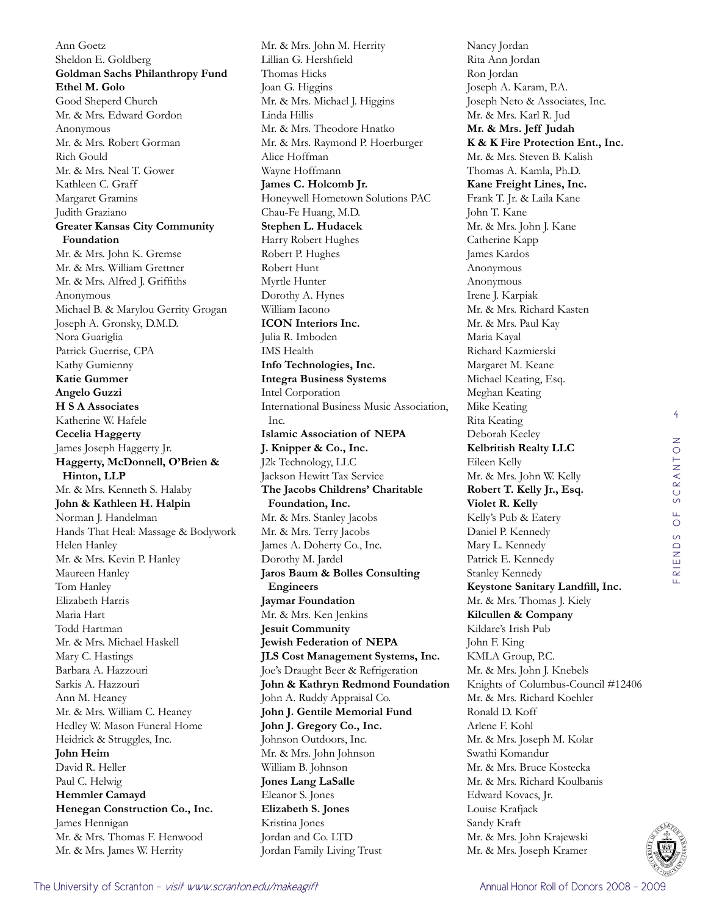Ann Goetz
Sheldon E. Goldberg
**Goldman Sachs Philanthropy Fund**
**Ethel M. Golo**
Good Sheperd Church
Mr. & Mrs. Edward Gordon
Anonymous
Mr. & Mrs. Robert Gorman
Rich Gould
Mr. & Mrs. Neal T. Gower
Kathleen C. Graff
Margaret Gramins
Judith Graziano
**Greater Kansas City Community Foundation**
Mr. & Mrs. John K. Gremse
Mr. & Mrs. William Grettner
Mr. & Mrs. Alfred J. Griffiths
Anonymous
Michael B. & Marylou Gerrity Grogan
Joseph A. Gronsky, D.M.D.
Nora Guariglia
Patrick Guerrise, CPA
Kathy Gumienny
**Katie Gummer**
**Angelo Guzzi**
**H S A Associates**
Katherine W. Hafele
**Cecelia Haggerty**
James Joseph Haggerty Jr.
**Haggerty, McDonnell, O'Brien & Hinton, LLP**
Mr. & Mrs. Kenneth S. Halaby
**John & Kathleen H. Halpin**
Norman J. Handelman
Hands That Heal: Massage & Bodywork
Helen Hanley
Mr. & Mrs. Kevin P. Hanley
Maureen Hanley
Tom Hanley
Elizabeth Harris
Maria Hart
Todd Hartman
Mr. & Mrs. Michael Haskell
Mary C. Hastings
Barbara A. Hazzouri
Sarkis A. Hazzouri
Ann M. Heaney
Mr. & Mrs. William C. Heaney
Hedley W. Mason Funeral Home
Heidrick & Struggles, Inc.
**John Heim**
David R. Heller
Paul C. Helwig
**Hemmler Camayd**
**Henegan Construction Co., Inc.**
James Hennigan
Mr. & Mrs. Thomas F. Henwood
Mr. & Mrs. James W. Herrity
Mr. & Mrs. John M. Herrity
Lillian G. Hershfield
Thomas Hicks
Joan G. Higgins
Mr. & Mrs. Michael J. Higgins
Linda Hillis
Mr. & Mrs. Theodore Hnatko
Mr. & Mrs. Raymond P. Hoerburger
Alice Hoffman
Wayne Hoffmann
**James C. Holcomb Jr.**
Honeywell Hometown Solutions PAC
Chau-Fe Huang, M.D.
**Stephen L. Hudacek**
Harry Robert Hughes
Robert P. Hughes
Robert Hunt
Myrtle Hunter
Dorothy A. Hynes
William Iacono
**ICON Interiors Inc.**
Julia R. Imboden
IMS Health
**Info Technologies, Inc.**
**Integra Business Systems**
Intel Corporation
International Business Music Association, Inc.
**Islamic Association of NEPA**
**J. Knipper & Co., Inc.**
J2k Technology, LLC
Jackson Hewitt Tax Service
**The Jacobs Childrens' Charitable Foundation, Inc.**
Mr. & Mrs. Stanley Jacobs
Mr. & Mrs. Terry Jacobs
James A. Doherty Co., Inc.
Dorothy M. Jardel
**Jaros Baum & Bolles Consulting Engineers**
**Jaymar Foundation**
Mr. & Mrs. Ken Jenkins
**Jesuit Community**
**Jewish Federation of NEPA**
**JLS Cost Management Systems, Inc.**
Joe's Draught Beer & Refrigeration
**John & Kathryn Redmond Foundation**
John A. Ruddy Appraisal Co.
**John J. Gentile Memorial Fund**
**John J. Gregory Co., Inc.**
Johnson Outdoors, Inc.
Mr. & Mrs. John Johnson
William B. Johnson
**Jones Lang LaSalle**
Eleanor S. Jones
**Elizabeth S. Jones**
Kristina Jones
Jordan and Co. LTD
Jordan Family Living Trust
Nancy Jordan
Rita Ann Jordan
Ron Jordan
Joseph A. Karam, P.A.
Joseph Neto & Associates, Inc.
Mr. & Mrs. Karl R. Jud
**Mr. & Mrs. Jeff Judah**
**K & K Fire Protection Ent., Inc.**
Mr. & Mrs. Steven B. Kalish
Thomas A. Kamla, Ph.D.
**Kane Freight Lines, Inc.**
Frank T. Jr. & Laila Kane
John T. Kane
Mr. & Mrs. John J. Kane
Catherine Kapp
James Kardos
Anonymous
Anonymous
Irene J. Karpiak
Mr. & Mrs. Richard Kasten
Mr. & Mrs. Paul Kay
Maria Kayal
Richard Kazmierski
Margaret M. Keane
Michael Keating, Esq.
Meghan Keating
Mike Keating
Rita Keating
Deborah Keeley
**Kelbritish Realty LLC**
Eileen Kelly
Mr. & Mrs. John W. Kelly
**Robert T. Kelly Jr., Esq.**
**Violet R. Kelly**
Kelly's Pub & Eatery
Daniel P. Kennedy
Mary L. Kennedy
Patrick E. Kennedy
Stanley Kennedy
**Keystone Sanitary Landfill, Inc.**
Mr. & Mrs. Thomas J. Kiely
**Kilcullen & Company**
Kildare's Irish Pub
John F. King
KMLA Group, P.C.
Mr. & Mrs. John J. Knebels
Knights of Columbus-Council #12406
Mr. & Mrs. Richard Koehler
Ronald D. Koff
Arlene F. Kohl
Mr. & Mrs. Joseph M. Kolar
Swathi Komandur
Mr. & Mrs. Bruce Kostecka
Mr. & Mrs. Richard Koulbanis
Edward Kovacs, Jr.
Louise Krafjack
Sandy Kraft
Mr. & Mrs. John Krajewski
Mr. & Mrs. Joseph Kramer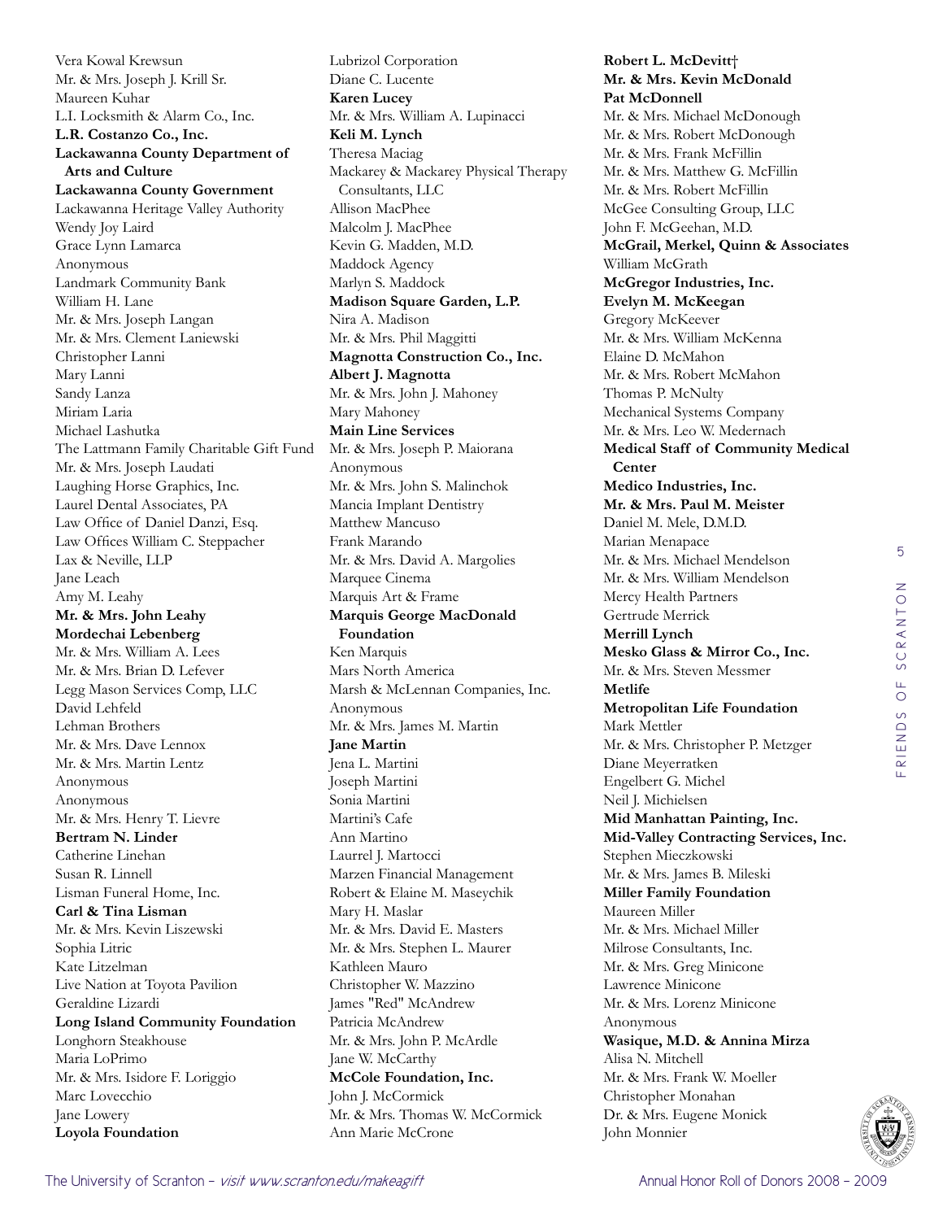Vera Kowal Krewsun
Mr. & Mrs. Joseph J. Krill Sr.
Maureen Kuhar
L.I. Locksmith & Alarm Co., Inc.
**L.R. Costanzo Co., Inc.**
**Lackawanna County Department of Arts and Culture**
**Lackawanna County Government**
Lackawanna Heritage Valley Authority
Wendy Joy Laird
Grace Lynn Lamarca
Anonymous
Landmark Community Bank
William H. Lane
Mr. & Mrs. Joseph Langan
Mr. & Mrs. Clement Laniewski
Christopher Lanni
Mary Lanni
Sandy Lanza
Miriam Laria
Michael Lashutka
The Lattmann Family Charitable Gift Fund
Mr. & Mrs. Joseph Laudati
Laughing Horse Graphics, Inc.
Laurel Dental Associates, PA
Law Office of Daniel Danzi, Esq.
Law Offices William C. Steppacher
Lax & Neville, LLP
Jane Leach
Amy M. Leahy
**Mr. & Mrs. John Leahy**
**Mordechai Lebenberg**
Mr. & Mrs. William A. Lees
Mr. & Mrs. Brian D. Lefever
Legg Mason Services Comp, LLC
David Lehfeld
Lehman Brothers
Mr. & Mrs. Dave Lennox
Mr. & Mrs. Martin Lentz
Anonymous
Anonymous
Mr. & Mrs. Henry T. Lievre
**Bertram N. Linder**
Catherine Linehan
Susan R. Linnell
Lisman Funeral Home, Inc.
**Carl & Tina Lisman**
Mr. & Mrs. Kevin Liszewski
Sophia Litric
Kate Litzelman
Live Nation at Toyota Pavilion
Geraldine Lizardi
**Long Island Community Foundation**
Longhorn Steakhouse
Maria LoPrimo
Mr. & Mrs. Isidore F. Loriggio
Marc Lovecchio
Jane Lowery
**Loyola Foundation**
Lubrizol Corporation
Diane C. Lucente
**Karen Lucey**
Mr. & Mrs. William A. Lupinacci
**Keli M. Lynch**
Theresa Maciag
Mackarey & Mackarey Physical Therapy Consultants, LLC
Allison MacPhee
Malcolm J. MacPhee
Kevin G. Madden, M.D.
Maddock Agency
Marlyn S. Maddock
**Madison Square Garden, L.P.**
Nira A. Madison
Mr. & Mrs. Phil Maggitti
**Magnotta Construction Co., Inc.**
**Albert J. Magnotta**
Mr. & Mrs. John J. Mahoney
Mary Mahoney
**Main Line Services**
Mr. & Mrs. Joseph P. Maiorana
Anonymous
Mr. & Mrs. John S. Malinchok
Mancia Implant Dentistry
Matthew Mancuso
Frank Marando
Mr. & Mrs. David A. Margolies
Marquee Cinema
Marquis Art & Frame
**Marquis George MacDonald Foundation**
Ken Marquis
Mars North America
Marsh & McLennan Companies, Inc.
Anonymous
Mr. & Mrs. James M. Martin
**Jane Martin**
Jena L. Martini
Joseph Martini
Sonia Martini
Martini's Cafe
Ann Martino
Laurrel J. Martocci
Marzen Financial Management
Robert & Elaine M. Maseychik
Mary H. Maslar
Mr. & Mrs. David E. Masters
Mr. & Mrs. Stephen L. Maurer
Kathleen Mauro
Christopher W. Mazzino
James "Red" McAndrew
Patricia McAndrew
Mr. & Mrs. John P. McArdle
Jane W. McCarthy
**McCole Foundation, Inc.**
John J. McCormick
Mr. & Mrs. Thomas W. McCormick
Ann Marie McCrone
**Robert L. McDevitt†**
**Mr. & Mrs. Kevin McDonald**
**Pat McDonnell**
Mr. & Mrs. Michael McDonough
Mr. & Mrs. Robert McDonough
Mr. & Mrs. Frank McFillin
Mr. & Mrs. Matthew G. McFillin
Mr. & Mrs. Robert McFillin
McGee Consulting Group, LLC
John F. McGeehan, M.D.
**McGrail, Merkel, Quinn & Associates**
William McGrath
**McGregor Industries, Inc.**
**Evelyn M. McKeegan**
Gregory McKeever
Mr. & Mrs. William McKenna
Elaine D. McMahon
Mr. & Mrs. Robert McMahon
Thomas P. McNulty
Mechanical Systems Company
Mr. & Mrs. Leo W. Medernach
**Medical Staff of Community Medical Center**
**Medico Industries, Inc.**
**Mr. & Mrs. Paul M. Meister**
Daniel M. Mele, D.M.D.
Marian Menapace
Mr. & Mrs. Michael Mendelson
Mr. & Mrs. William Mendelson
Mercy Health Partners
Gertrude Merrick
**Merrill Lynch**
**Mesko Glass & Mirror Co., Inc.**
Mr. & Mrs. Steven Messmer
**Metlife**
**Metropolitan Life Foundation**
Mark Mettler
Mr. & Mrs. Christopher P. Metzger
Diane Meyerratken
Engelbert G. Michel
Neil J. Michielsen
**Mid Manhattan Painting, Inc.**
**Mid-Valley Contracting Services, Inc.**
Stephen Mieczkowski
Mr. & Mrs. James B. Mileski
**Miller Family Foundation**
Maureen Miller
Mr. & Mrs. Michael Miller
Milrose Consultants, Inc.
Mr. & Mrs. Greg Minicone
Lawrence Minicone
Mr. & Mrs. Lorenz Minicone
Anonymous
**Wasique, M.D. & Annina Mirza**
Alisa N. Mitchell
Mr. & Mrs. Frank W. Moeller
Christopher Monahan
Dr. & Mrs. Eugene Monick
John Monnier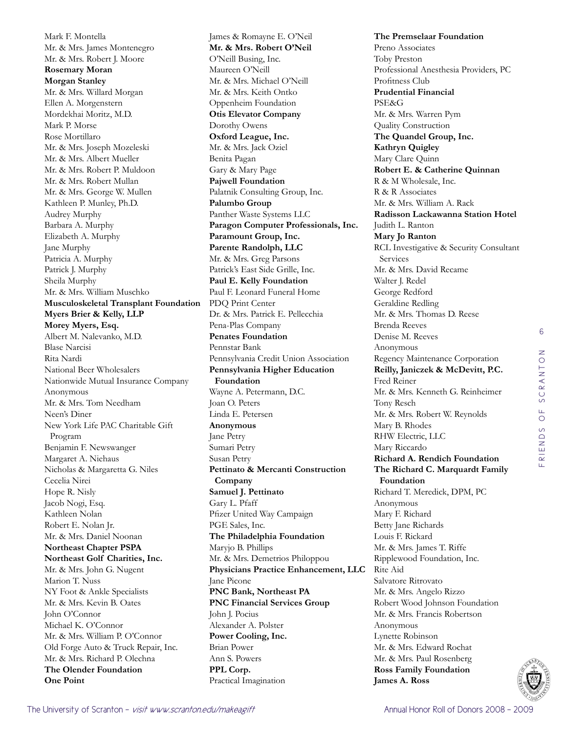Mark F. Montella
Mr. & Mrs. James Montenegro
Mr. & Mrs. Robert J. Moore
**Rosemary Moran**
**Morgan Stanley**
Mr. & Mrs. Willard Morgan
Ellen A. Morgenstern
Mordekhai Moritz, M.D.
Mark P. Morse
Rose Mortillaro
Mr. & Mrs. Joseph Mozeleski
Mr. & Mrs. Albert Mueller
Mr. & Mrs. Robert P. Muldoon
Mr. & Mrs. Robert Mullan
Mr. & Mrs. George W. Mullen
Kathleen P. Munley, Ph.D.
Audrey Murphy
Barbara A. Murphy
Elizabeth A. Murphy
Jane Murphy
Patricia A. Murphy
Patrick J. Murphy
Sheila Murphy
Mr. & Mrs. William Muschko
**Musculoskeletal Transplant Foundation**
**Myers Brier & Kelly, LLP**
**Morey Myers, Esq.**
Albert M. Nalevanko, M.D.
Blase Narcisi
Rita Nardi
National Beer Wholesalers
Nationwide Mutual Insurance Company
Anonymous
Mr. & Mrs. Tom Needham
Neen's Diner
New York Life PAC Charitable Gift Program
Benjamin F. Newswanger
Margaret A. Niehaus
Nicholas & Margaretta G. Niles
Cecelia Nirei
Hope R. Nisly
Jacob Nogi, Esq.
Kathleen Nolan
Robert E. Nolan Jr.
Mr. & Mrs. Daniel Noonan
**Northeast Chapter PSPA**
**Northeast Golf Charities, Inc.**
Mr. & Mrs. John G. Nugent
Marion T. Nuss
NY Foot & Ankle Specialists
Mr. & Mrs. Kevin B. Oates
John O'Connor
Michael K. O'Connor
Mr. & Mrs. William P. O'Connor
Old Forge Auto & Truck Repair, Inc.
Mr. & Mrs. Richard P. Olechna
**The Olender Foundation**
**One Point**
James & Romayne E. O'Neil
**Mr. & Mrs. Robert O'Neil**
O'Neill Busing, Inc.
Maureen O'Neill
Mr. & Mrs. Michael O'Neill
Mr. & Mrs. Keith Ontko
Oppenheim Foundation
**Otis Elevator Company**
Dorothy Owens
**Oxford League, Inc.**
Mr. & Mrs. Jack Oziel
Benita Pagan
Gary & Mary Page
**Pajwell Foundation**
Palatnik Consulting Group, Inc.
**Palumbo Group**
Panther Waste Systems LLC
**Paragon Computer Professionals, Inc.**
**Paramount Group, Inc.**
**Parente Randolph, LLC**
Mr. & Mrs. Greg Parsons
Patrick's East Side Grille, Inc.
**Paul E. Kelly Foundation**
Paul F. Leonard Funeral Home
PDQ Print Center
Dr. & Mrs. Patrick E. Pellecchia
Pena-Plas Company
**Penates Foundation**
Pennstar Bank
Pennsylvania Credit Union Association
**Pennsylvania Higher Education Foundation**
Wayne A. Petermann, D.C.
Joan O. Peters
Linda E. Petersen
**Anonymous**
Jane Petry
Sumari Petry
Susan Petry
**Pettinato & Mercanti Construction Company**
**Samuel J. Pettinato**
Gary L. Pfaff
Pfizer United Way Campaign
PGE Sales, Inc.
**The Philadelphia Foundation**
Maryjo B. Phillips
Mr. & Mrs. Demetrios Philoppou
**Physicians Practice Enhancement, LLC**
Jane Picone
**PNC Bank, Northeast PA**
**PNC Financial Services Group**
John J. Pocius
Alexander A. Polster
**Power Cooling, Inc.**
Brian Power
Ann S. Powers
**PPL Corp.**
Practical Imagination
**The Premselaar Foundation**
Preno Associates
Toby Preston
Professional Anesthesia Providers, PC
Profitness Club
**Prudential Financial**
PSE&G
Mr. & Mrs. Warren Pym
Quality Construction
**The Quandel Group, Inc.**
**Kathryn Quigley**
Mary Clare Quinn
**Robert E. & Catherine Quinnan**
R & M Wholesale, Inc.
R & R Associates
Mr. & Mrs. William A. Rack
**Radisson Lackawanna Station Hotel**
Judith L. Ranton
**Mary Jo Ranton**
RCL Investigative & Security Consultant Services
Mr. & Mrs. David Recame
Walter J. Redel
George Redford
Geraldine Redling
Mr. & Mrs. Thomas D. Reese
Brenda Reeves
Denise M. Reeves
Anonymous
Regency Maintenance Corporation
**Reilly, Janiczek & McDevitt, P.C.**
Fred Reiner
Mr. & Mrs. Kenneth G. Reinheimer
Tony Resch
Mr. & Mrs. Robert W. Reynolds
Mary B. Rhodes
RHW Electric, LLC
Mary Riccardo
**Richard A. Rendich Foundation**
**The Richard C. Marquardt Family Foundation**
Richard T. Meredick, DPM, PC
Anonymous
Mary F. Richard
Betty Jane Richards
Louis F. Rickard
Mr. & Mrs. James T. Riffe
Ripplewood Foundation, Inc.
Rite Aid
Salvatore Ritrovato
Mr. & Mrs. Angelo Rizzo
Robert Wood Johnson Foundation
Mr. & Mrs. Francis Robertson
Anonymous
Lynette Robinson
Mr. & Mrs. Edward Rochat
Mr. & Mrs. Paul Rosenberg
**Ross Family Foundation**
**James A. Ross**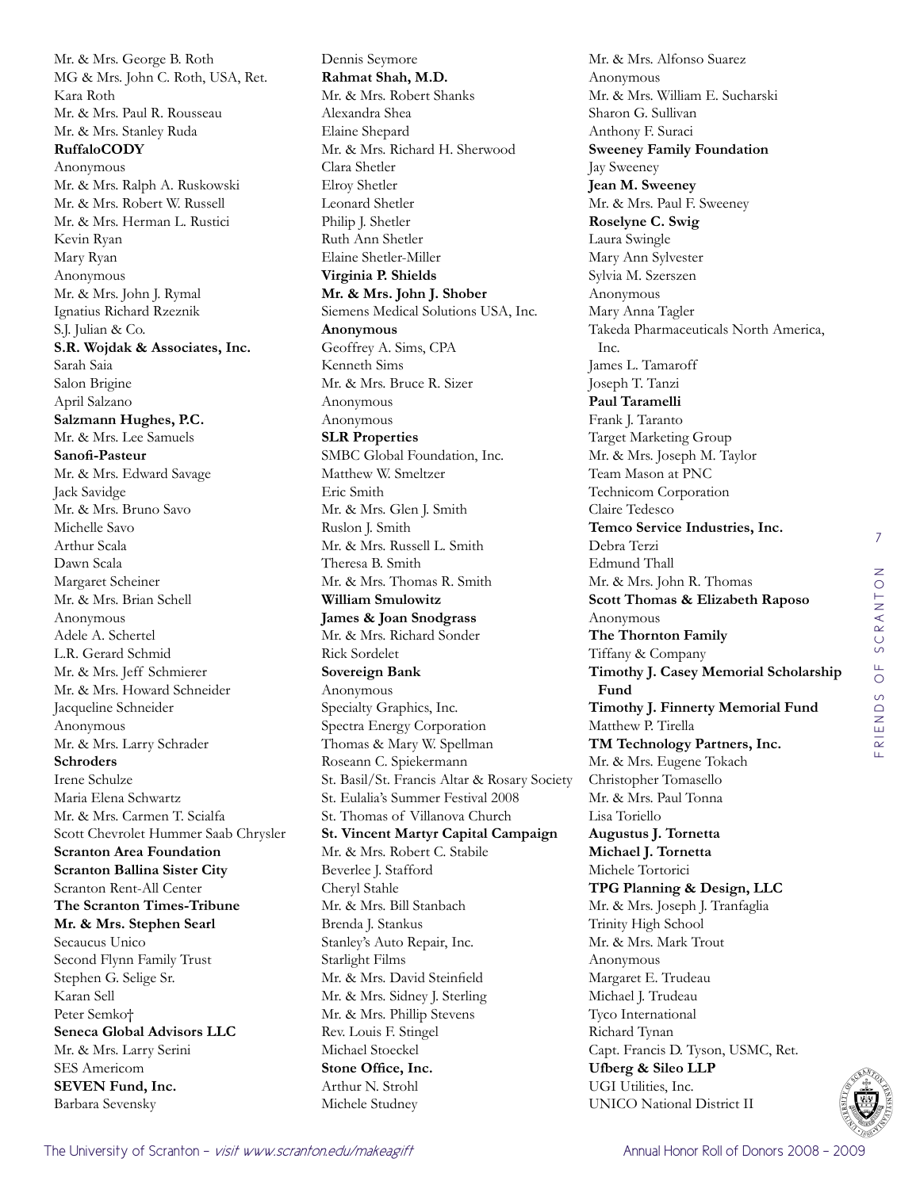Mr. & Mrs. George B. Roth
MG & Mrs. John C. Roth, USA, Ret.
Kara Roth
Mr. & Mrs. Paul R. Rousseau
Mr. & Mrs. Stanley Ruda
**RuffaloCODY**
Anonymous
Mr. & Mrs. Ralph A. Ruskowski
Mr. & Mrs. Robert W. Russell
Mr. & Mrs. Herman L. Rustici
Kevin Ryan
Mary Ryan
Anonymous
Mr. & Mrs. John J. Rymal
Ignatius Richard Rzeznik
S.J. Julian & Co.
**S.R. Wojdak & Associates, Inc.**
Sarah Saia
Salon Brigine
April Salzano
**Salzmann Hughes, P.C.**
Mr. & Mrs. Lee Samuels
**Sanofi-Pasteur**
Mr. & Mrs. Edward Savage
Jack Savidge
Mr. & Mrs. Bruno Savo
Michelle Savo
Arthur Scala
Dawn Scala
Margaret Scheiner
Mr. & Mrs. Brian Schell
Anonymous
Adele A. Schertel
L.R. Gerard Schmid
Mr. & Mrs. Jeff Schmierer
Mr. & Mrs. Howard Schneider
Jacqueline Schneider
Anonymous
Mr. & Mrs. Larry Schrader
**Schroders**
Irene Schulze
Maria Elena Schwartz
Mr. & Mrs. Carmen T. Scialfa
Scott Chevrolet Hummer Saab Chrysler
**Scranton Area Foundation**
**Scranton Ballina Sister City**
Scranton Rent-All Center
**The Scranton Times-Tribune**
**Mr. & Mrs. Stephen Searl**
Secaucus Unico
Second Flynn Family Trust
Stephen G. Selige Sr.
Karan Sell
Peter Semko†
**Seneca Global Advisors LLC**
Mr. & Mrs. Larry Serini
SES Americom
**SEVEN Fund, Inc.**
Barbara Sevensky
Dennis Seymore
**Rahmat Shah, M.D.**
Mr. & Mrs. Robert Shanks
Alexandra Shea
Elaine Shepard
Mr. & Mrs. Richard H. Sherwood
Clara Shetler
Elroy Shetler
Leonard Shetler
Philip J. Shetler
Ruth Ann Shetler
Elaine Shetler-Miller
**Virginia P. Shields**
**Mr. & Mrs. John J. Shober**
Siemens Medical Solutions USA, Inc.
**Anonymous**
Geoffrey A. Sims, CPA
Kenneth Sims
Mr. & Mrs. Bruce R. Sizer
Anonymous
Anonymous
**SLR Properties**
SMBC Global Foundation, Inc.
Matthew W. Smeltzer
Eric Smith
Mr. & Mrs. Glen J. Smith
Ruslon J. Smith
Mr. & Mrs. Russell L. Smith
Theresa B. Smith
Mr. & Mrs. Thomas R. Smith
**William Smulowitz**
**James & Joan Snodgrass**
Mr. & Mrs. Richard Sonder
Rick Sordelet
**Sovereign Bank**
Anonymous
Specialty Graphics, Inc.
Spectra Energy Corporation
Thomas & Mary W. Spellman
Roseann C. Spiekermann
St. Basil/St. Francis Altar & Rosary Society
St. Eulalia's Summer Festival 2008
St. Thomas of Villanova Church
**St. Vincent Martyr Capital Campaign**
Mr. & Mrs. Robert C. Stabile
Beverlee J. Stafford
Cheryl Stahle
Mr. & Mrs. Bill Stanbach
Brenda J. Stankus
Stanley's Auto Repair, Inc.
Starlight Films
Mr. & Mrs. David Steinfield
Mr. & Mrs. Sidney J. Sterling
Mr. & Mrs. Phillip Stevens
Rev. Louis F. Stingel
Michael Stoeckel
**Stone Office, Inc.**
Arthur N. Strohl
Michele Studney
Mr. & Mrs. Alfonso Suarez
Anonymous
Mr. & Mrs. William E. Sucharski
Sharon G. Sullivan
Anthony F. Suraci
**Sweeney Family Foundation**
Jay Sweeney
**Jean M. Sweeney**
Mr. & Mrs. Paul F. Sweeney
**Roselyne C. Swig**
Laura Swingle
Mary Ann Sylvester
Sylvia M. Szerszen
Anonymous
Mary Anna Tagler
Takeda Pharmaceuticals North America, Inc.
James L. Tamaroff
Joseph T. Tanzi
**Paul Taramelli**
Frank J. Taranto
Target Marketing Group
Mr. & Mrs. Joseph M. Taylor
Team Mason at PNC
Technicom Corporation
Claire Tedesco
**Temco Service Industries, Inc.**
Debra Terzi
Edmund Thall
Mr. & Mrs. John R. Thomas
**Scott Thomas & Elizabeth Raposo**
Anonymous
**The Thornton Family**
Tiffany & Company
**Timothy J. Casey Memorial Scholarship Fund**
**Timothy J. Finnerty Memorial Fund**
Matthew P. Tirella
**TM Technology Partners, Inc.**
Mr. & Mrs. Eugene Tokach
Christopher Tomasello
Mr. & Mrs. Paul Tonna
Lisa Toriello
**Augustus J. Tornetta**
**Michael J. Tornetta**
Michele Tortorici
**TPG Planning & Design, LLC**
Mr. & Mrs. Joseph J. Tranfaglia
Trinity High School
Mr. & Mrs. Mark Trout
Anonymous
Margaret E. Trudeau
Michael J. Trudeau
Tyco International
Richard Tynan
Capt. Francis D. Tyson, USMC, Ret.
**Ufberg & Sileo LLP**
UGI Utilities, Inc.
UNICO National District II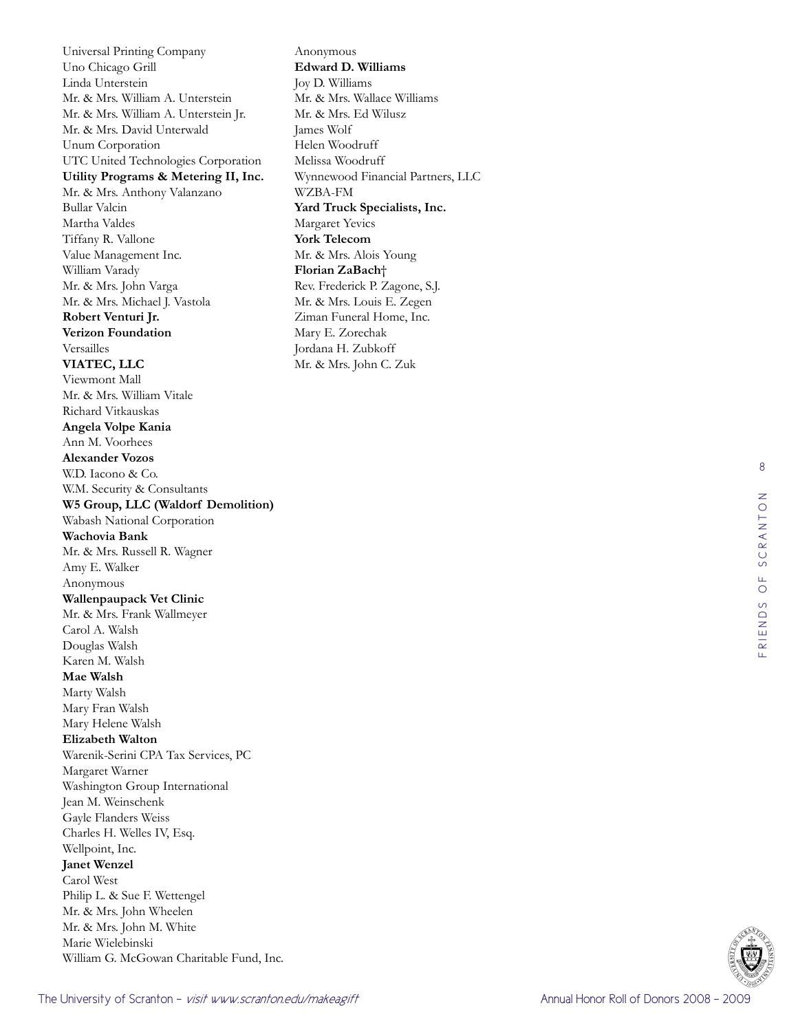Universal Printing Company
Uno Chicago Grill
Linda Unterstein
Mr. & Mrs. William A. Unterstein
Mr. & Mrs. William A. Unterstein Jr.
Mr. & Mrs. David Unterwald
Unum Corporation
UTC United Technologies Corporation
**Utility Programs & Metering II, Inc.**
Mr. & Mrs. Anthony Valanzano
Bullar Valcin
Martha Valdes
Tiffany R. Vallone
Value Management Inc.
William Varady
Mr. & Mrs. John Varga
Mr. & Mrs. Michael J. Vastola
**Robert Venturi Jr.**
**Verizon Foundation**
Versailles
**VIATEC, LLC**
Viewmont Mall
Mr. & Mrs. William Vitale
Richard Vitkauskas
**Angela Volpe Kania**
Ann M. Voorhees
**Alexander Vozos**
W.D. Iacono & Co.
W.M. Security & Consultants
**W5 Group, LLC (Waldorf Demolition)**
Wabash National Corporation
**Wachovia Bank**
Mr. & Mrs. Russell R. Wagner
Amy E. Walker
Anonymous
**Wallenpaupack Vet Clinic**
Mr. & Mrs. Frank Wallmeyer
Carol A. Walsh
Douglas Walsh
Karen M. Walsh
**Mae Walsh**
Marty Walsh
Mary Fran Walsh
Mary Helene Walsh
**Elizabeth Walton**
Warenik-Serini CPA Tax Services, PC
Margaret Warner
Washington Group International
Jean M. Weinschenk
Gayle Flanders Weiss
Charles H. Welles IV, Esq.
Wellpoint, Inc.
**Janet Wenzel**
Carol West
Philip L. & Sue F. Wettengel
Mr. & Mrs. John Wheelen
Mr. & Mrs. John M. White
Marie Wielebinski
William G. McGowan Charitable Fund, Inc.
Anonymous
**Edward D. Williams**
Joy D. Williams
Mr. & Mrs. Wallace Williams
Mr. & Mrs. Ed Wilusz
James Wolf
Helen Woodruff
Melissa Woodruff
Wynnewood Financial Partners, LLC
WZBA-FM
**Yard Truck Specialists, Inc.**
Margaret Yevics
**York Telecom**
Mr. & Mrs. Alois Young
**Florian ZaBach†**
Rev. Frederick P. Zagone, S.J.
Mr. & Mrs. Louis E. Zegen
Ziman Funeral Home, Inc.
Mary E. Zorechak
Jordana H. Zubkoff
Mr. & Mrs. John C. Zuk